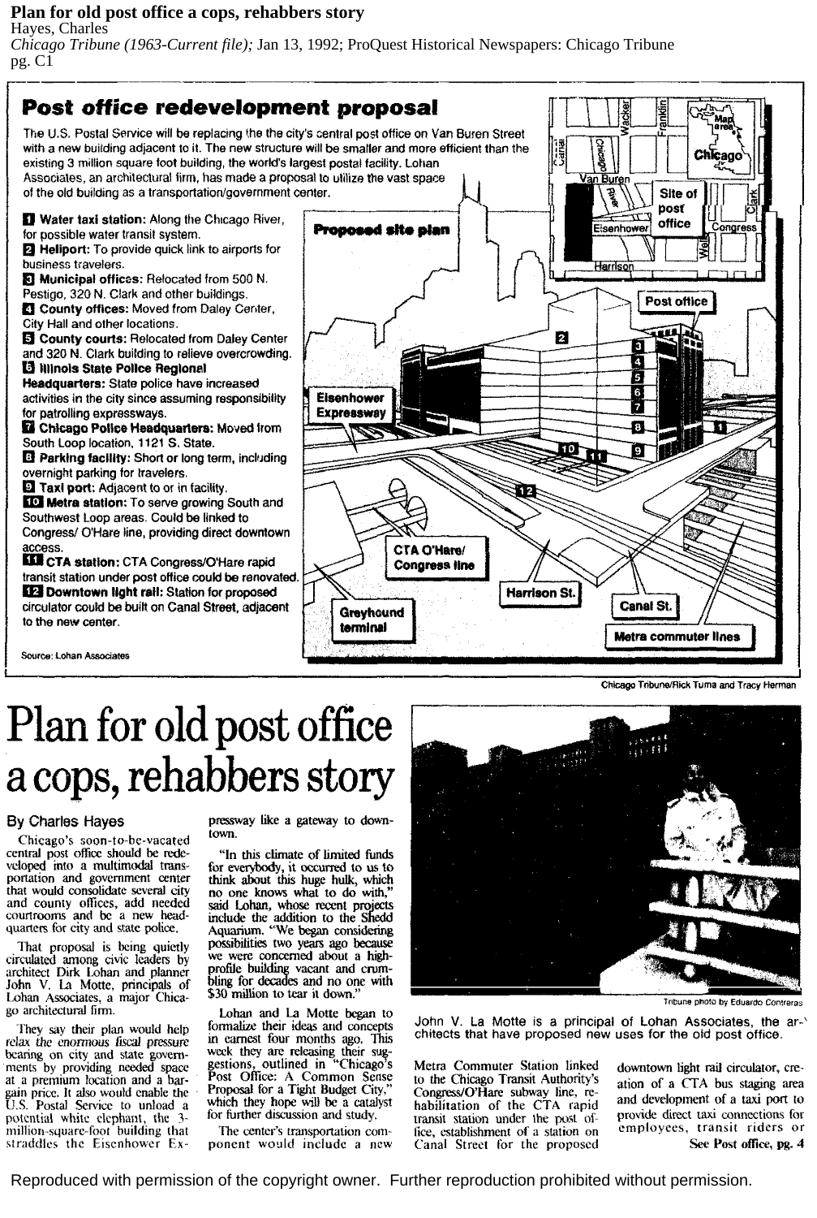**Plan for old post office a cops, rehabbers story**
Hayes, Charles
*Chicago Tribune (1963-Current file);* Jan 13, 1992; ProQuest Historical Newspapers: Chicago Tribune
pg. C1

## Post office redevelopment proposal

The U.S. Postal Service will be replacing the the city's central post office on Van Buren Street with a new building adjacent to it. The new structure will be smaller and more efficient than the existing 3 million square foot building, the world's largest postal facility. Lohan Associates, an architectural firm, has made a proposal to utilize the vast space of the old building as a transportation/government center.

1. **Water taxi station:** Along the Chicago River, for possible water transit system.
2. **Heliport:** To provide quick link to airports for business travelers.
3. **Municipal offices:** Relocated from 500 N. Pestigo, 320 N. Clark and other buildings.
4. **County offices:** Moved from Daley Center, City Hall and other locations.
5. **County courts:** Relocated from Daley Center and 320 N. Clark building to relieve overcrowding.
6. **Illinois State Police Regional Headquarters:** State police have increased activities in the city since assuming responsibility for patrolling expressways.
7. **Chicago Police Headquarters:** Moved from South Loop location, 1121 S. State.
8. **Parking facility:** Short or long term, including overnight parking for travelers.
9. **Taxi port:** Adjacent to or in facility.
10. **Metra station:** To serve growing South and Southwest Loop areas. Could be linked to Congress/ O'Hare line, providing direct downtown access.
11. **CTA station:** CTA Congress/O'Hare rapid transit station under post office could be renovated.
12. **Downtown light rail:** Station for proposed circulator could be built on Canal Street, adjacent to the new center.

Proposed site plan

Post office | Eisenhower Expressway | CTA O'Hare/ Congress line | Greyhound terminal | Harrison St. | Canal St. | Metra commuter lines

Map area: Canal, Chicago River, Wacker, Franklin, Van Buren, Eisenhower, Site of post office, Congress, Wells, Clark, Harrison, Chicago

Source: Lohan Associates

Chicago Tribune/Rick Tuma and Tracy Herman

# Plan for old post office a cops, rehabbers story

By Charles Hayes

Chicago's soon-to-be-vacated central post office should be redeveloped into a multimodal transportation and government center that would consolidate several city and county offices, add needed courtrooms and be a new headquarters for city and state police.

That proposal is being quietly circulated among civic leaders by architect Dirk Lohan and planner John V. La Motte, principals of Lohan Associates, a major Chicago architectural firm.

They say their plan would help *relax the enormous fiscal pressure* bearing on city and state governments by providing needed space at a premium location and a bargain price. It also would enable the U.S. Postal Service to unload a potential white elephant, the 3-million-square-foot building that straddles the Eisenhower Expressway like a gateway to downtown.

"In this climate of limited funds for everybody, it occurred to us to think about this huge hulk, which no one knows what to do with," said Lohan, whose recent projects include the addition to the Shedd Aquarium. "We began considering possibilities two years ago because we were concerned about a high-profile building vacant and crumbling for decades and no one with $30 million to tear it down."

Lohan and La Motte began to formalize their ideas and concepts in earnest four months ago. This week they are releasing their suggestions, outlined in "Chicago's Post Office: A Common Sense Proposal for a Tight Budget City," which they hope will be a catalyst for further discussion and study.

The center's transportation component would include a new Metra Commuter Station linked to the Chicago Transit Authority's Congress/O'Hare subway line, rehabilitation of the CTA rapid transit station under the post office, establishment of a station on Canal Street for the proposed downtown light rail circulator, creation of a CTA bus staging area and development of a taxi port to provide direct taxi connections for employees, transit riders or

See Post office, pg. 4

Tribune photo by Eduardo Contreras

John V. La Motte is a principal of Lohan Associates, the architects that have proposed new uses for the old post office.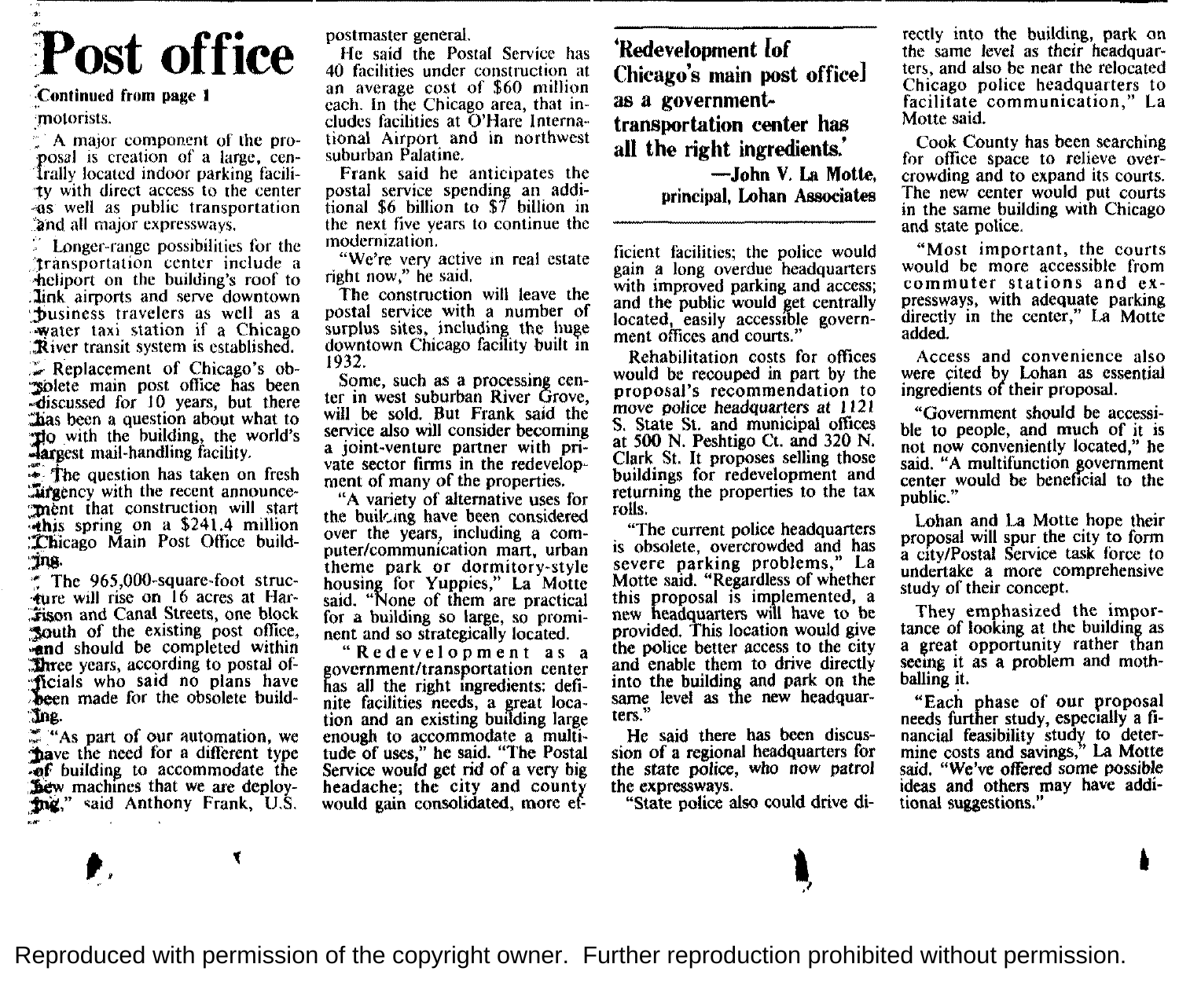# Post office

**Continued from page 1**

motorists.

A major component of the proposal is creation of a large, centrally located indoor parking facility with direct access to the center as well as public transportation and all major expressways.

Longer-range possibilities for the transportation center include a heliport on the building's roof to link airports and serve downtown business travelers as well as a water taxi station if a Chicago River transit system is established.

Replacement of Chicago's obsolete main post office has been discussed for 10 years, but there has been a question about what to do with the building, the world's largest mail-handling facility.

The question has taken on fresh urgency with the recent announcement that construction will start this spring on a $241.4 million Chicago Main Post Office building.

The 965,000-square-foot structure will rise on 16 acres at Harrison and Canal Streets, one block south of the existing post office, and should be completed within three years, according to postal officials who said no plans have been made for the obsolete building.

"As part of our automation, we have the need for a different type of building to accommodate the new machines that we are deploying," said Anthony Frank, U.S. postmaster general.

He said the Postal Service has 40 facilities under construction at an average cost of $60 million each. In the Chicago area, that includes facilities at O'Hare International Airport and in northwest suburban Palatine.

Frank said he anticipates the postal service spending an additional $6 billion to $7 billion in the next five years to continue the modernization.

"We're very active in real estate right now," he said.

The construction will leave the postal service with a number of surplus sites, including the huge downtown Chicago facility built in 1932.

Some, such as a processing center in west suburban River Grove, will be sold. But Frank said the service also will consider becoming a joint-venture partner with private sector firms in the redevelopment of many of the properties.

"A variety of alternative uses for the building have been considered over the years, including a computer/communication mart, urban theme park or dormitory-style housing for Yuppies," La Motte said. "None of them are practical for a building so large, so prominent and so strategically located.

"Redevelopment as a government/transportation center has all the right ingredients: definite facilities needs, a great location and an existing building large enough to accommodate a multitude of uses," he said. "The Postal Service would get rid of a very big headache; the city and county would gain consolidated, more efficient facilities; the police would gain a long overdue headquarters with improved parking and access; and the public would get centrally located, easily accessible government offices and courts."

> **'Redevelopment [of Chicago's main post office] as a government-transportation center has all the right ingredients.'**
>
> **—John V. La Motte, principal, Lohan Associates**

Rehabilitation costs for offices would be recouped in part by the proposal's recommendation to move police headquarters at 1121 S. State St. and municipal offices at 500 N. Peshtigo Ct. and 320 N. Clark St. It proposes selling those buildings for redevelopment and returning the properties to the tax rolls.

"The current police headquarters is obsolete, overcrowded and has severe parking problems," La Motte said. "Regardless of whether this proposal is implemented, a new headquarters will have to be provided. This location would give the police better access to the city and enable them to drive directly into the building and park on the same level as the new headquarters."

He said there has been discussion of a regional headquarters for the state police, who now patrol the expressways.

"State police also could drive directly into the building, park on the same level as their headquarters, and also be near the relocated Chicago police headquarters to facilitate communication," La Motte said.

Cook County has been searching for office space to relieve overcrowding and to expand its courts. The new center would put courts in the same building with Chicago and state police.

"Most important, the courts would be more accessible from commuter stations and expressways, with adequate parking directly in the center," La Motte added.

Access and convenience also were cited by Lohan as essential ingredients of their proposal.

"Government should be accessible to people, and much of it is not now conveniently located," he said. "A multifunction government center would be beneficial to the public."

Lohan and La Motte hope their proposal will spur the city to form a city/Postal Service task force to undertake a more comprehensive study of their concept.

They emphasized the importance of looking at the building as a great opportunity rather than seeing it as a problem and mothballing it.

"Each phase of our proposal needs further study, especially a financial feasibility study to determine costs and savings," La Motte said. "We've offered some possible ideas and others may have additional suggestions."